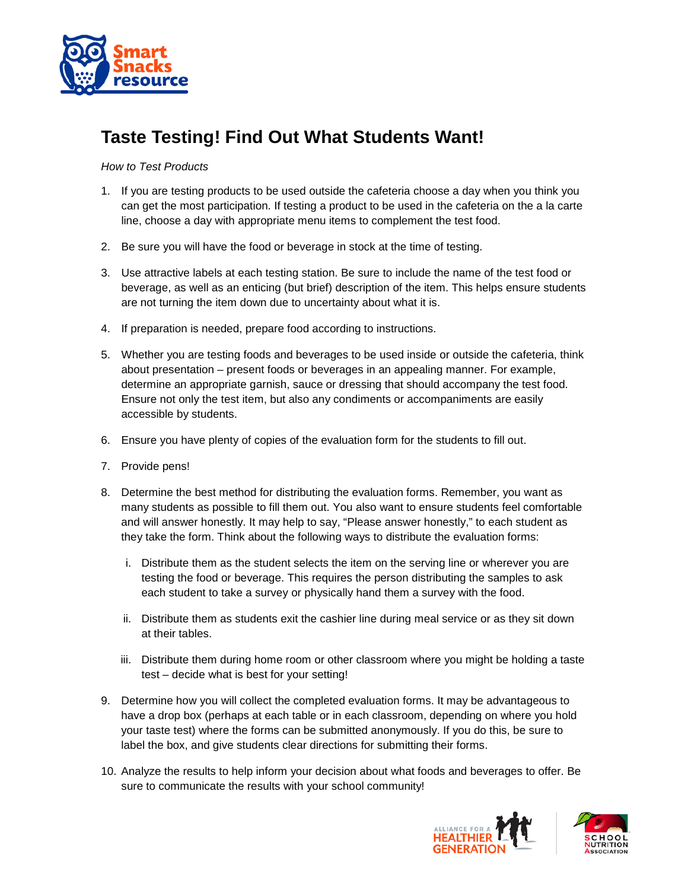# Taste Testing! Find Out What Students Want!

*How to Test Products*

1. If you are testing products to be used outside the cafeteria choose a day when you think you can get the most participation. If testing a product to be used in the cafeteria on the a la carte line, choose a day with appropriate menu items to complement the test food.

2. Be sure you will have the food or beverage in stock at the time of testing.

3. Use attractive labels at each testing station. Be sure to include the name of the test food or beverage, as well as an enticing (but brief) description of the item. This helps ensure students are not turning the item down due to uncertainty about what it is.

4. If preparation is needed, prepare food according to instructions.

5. Whether you are testing foods and beverages to be used inside or outside the cafeteria, think about presentation – present foods or beverages in an appealing manner. For example, determine an appropriate garnish, sauce or dressing that should accompany the test food. Ensure not only the test item, but also any condiments or accompaniments are easily accessible by students.

6. Ensure you have plenty of copies of the evaluation form for the students to fill out.

7. Provide pens!

8. Determine the best method for distributing the evaluation forms. Remember, you want as many students as possible to fill them out. You also want to ensure students feel comfortable and will answer honestly. It may help to say, "Please answer honestly," to each student as they take the form. Think about the following ways to distribute the evaluation forms:

   i. Distribute them as the student selects the item on the serving line or wherever you are testing the food or beverage. This requires the person distributing the samples to ask each student to take a survey or physically hand them a survey with the food.

   ii. Distribute them as students exit the cashier line during meal service or as they sit down at their tables.

   iii. Distribute them during home room or other classroom where you might be holding a taste test – decide what is best for your setting!

9. Determine how you will collect the completed evaluation forms. It may be advantageous to have a drop box (perhaps at each table or in each classroom, depending on where you hold your taste test) where the forms can be submitted anonymously. If you do this, be sure to label the box, and give students clear directions for submitting their forms.

10. Analyze the results to help inform your decision about what foods and beverages to offer. Be sure to communicate the results with your school community!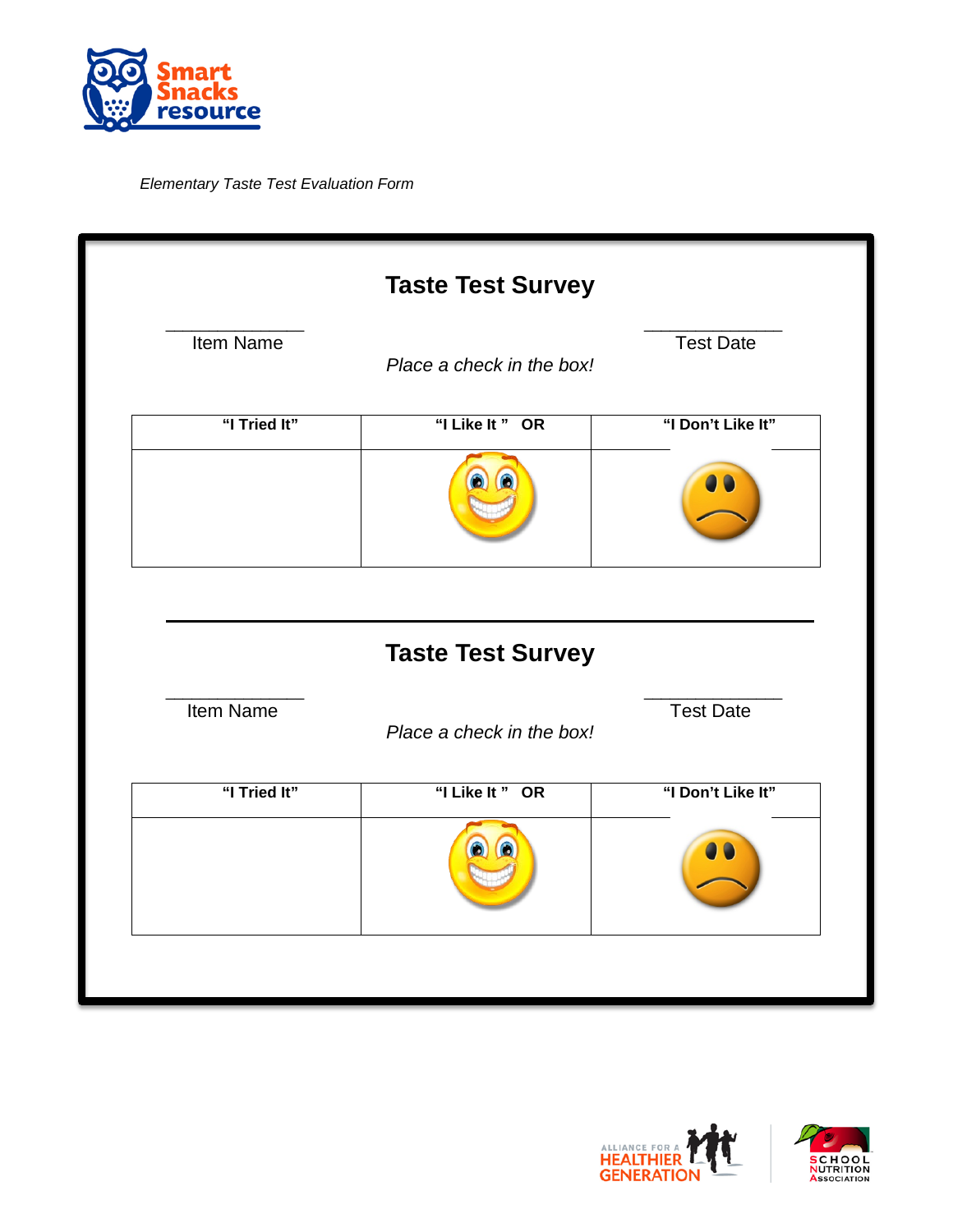*Elementary Taste Test Evaluation Form*

## Taste Test Survey

_______________ Item Name

_______________ Test Date

*Place a check in the box!*

| "I Tried It" | "I Like It " OR | "I Don't Like It" |
|---|---|---|
| | | |

## Taste Test Survey

_______________ Item Name

_______________ Test Date

*Place a check in the box!*

| "I Tried It" | "I Like It " OR | "I Don't Like It" |
|---|---|---|
| | | |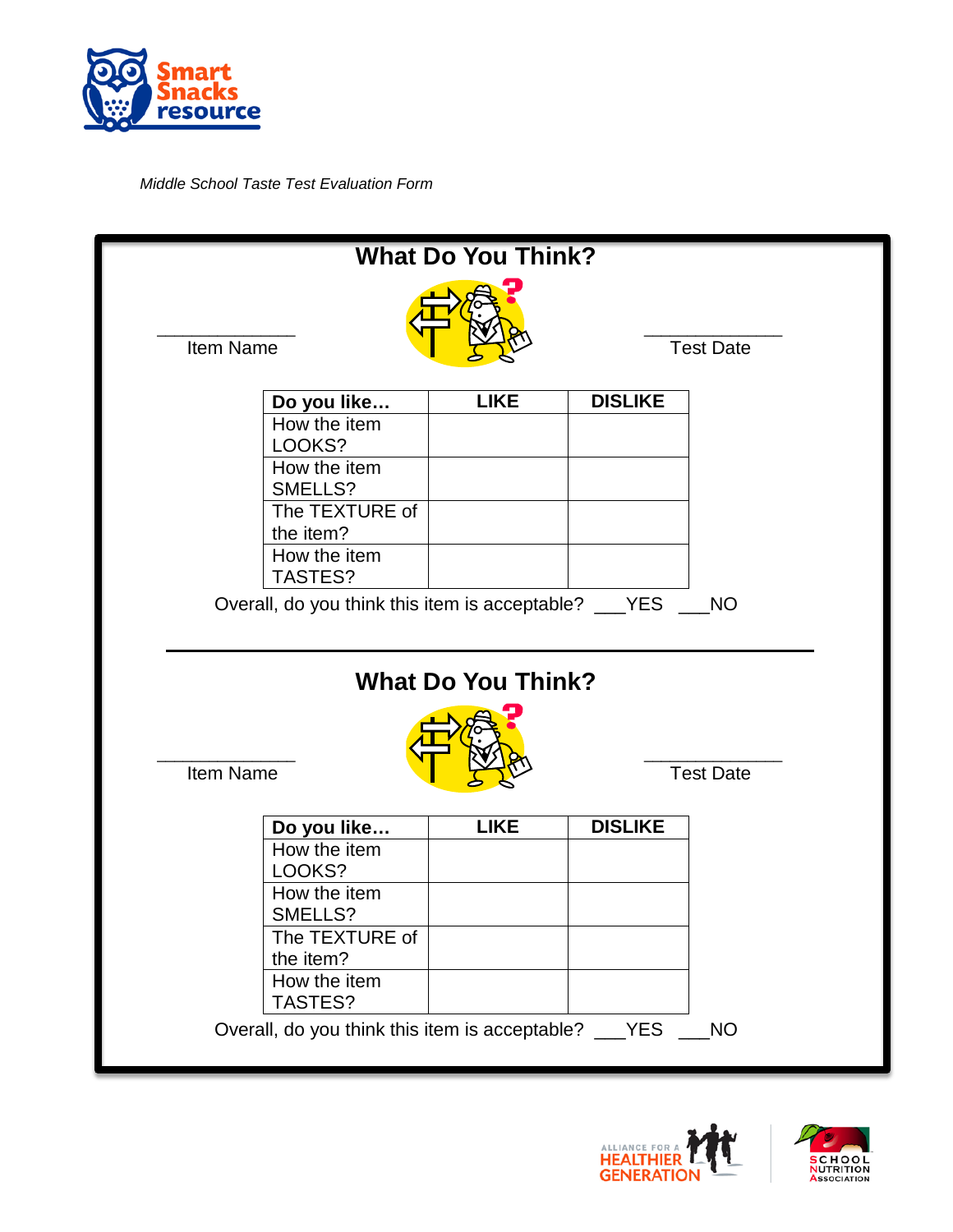Smart Snacks resource

*Middle School Taste Test Evaluation Form*

## What Do You Think?

\_\_\_\_\_\_\_\_\_\_\_\_\_\_\_\_ Item Name

\_\_\_\_\_\_\_\_\_\_\_\_\_\_\_\_ Test Date

| **Do you like…** | **LIKE** | **DISLIKE** |
|---|---|---|
| How the item LOOKS? | | |
| How the item SMELLS? | | |
| The TEXTURE of the item? | | |
| How the item TASTES? | | |

Overall, do you think this item is acceptable? \_\_\_YES \_\_\_NO

---

## What Do You Think?

\_\_\_\_\_\_\_\_\_\_\_\_\_\_\_\_ Item Name

\_\_\_\_\_\_\_\_\_\_\_\_\_\_\_\_ Test Date

| **Do you like…** | **LIKE** | **DISLIKE** |
|---|---|---|
| How the item LOOKS? | | |
| How the item SMELLS? | | |
| The TEXTURE of the item? | | |
| How the item TASTES? | | |

Overall, do you think this item is acceptable? \_\_\_YES \_\_\_NO

Alliance for a Healthier Generation | School Nutrition Association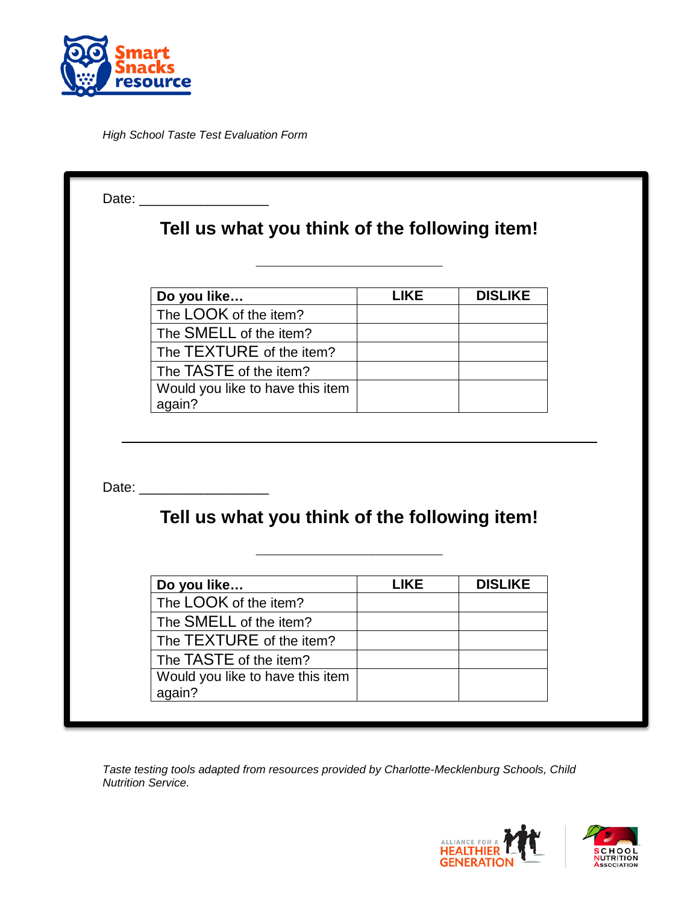*High School Taste Test Evaluation Form*

Date: ________________

## Tell us what you think of the following item!

_______________________

| Do you like… | LIKE | DISLIKE |
|---|---|---|
| The LOOK of the item? | | |
| The SMELL of the item? | | |
| The TEXTURE of the item? | | |
| The TASTE of the item? | | |
| Would you like to have this item again? | | |

---

Date: ________________

## Tell us what you think of the following item!

_______________________

| Do you like… | LIKE | DISLIKE |
|---|---|---|
| The LOOK of the item? | | |
| The SMELL of the item? | | |
| The TEXTURE of the item? | | |
| The TASTE of the item? | | |
| Would you like to have this item again? | | |

*Taste testing tools adapted from resources provided by Charlotte-Mecklenburg Schools, Child Nutrition Service.*